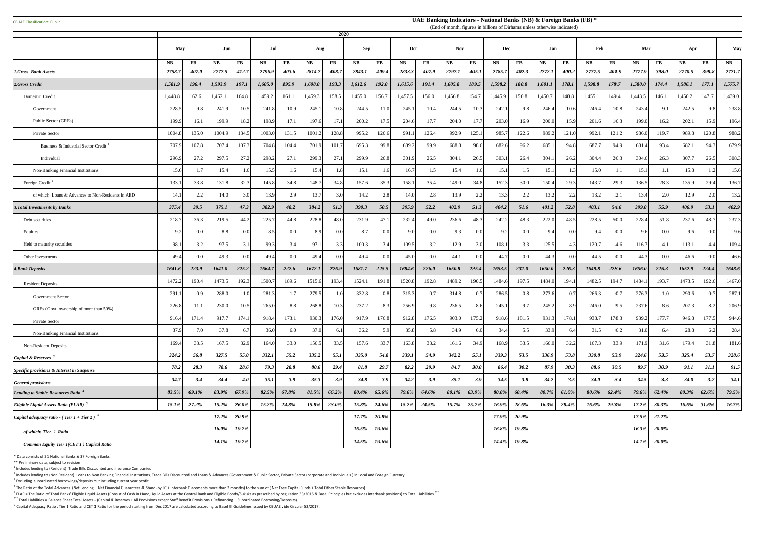CBUAE Classification: Public

## UAE Banking Indicators - National Banks (NB) & Foreign Banks (FB) *

(End of month, figures in billions of Dirhams unless otherwise indicated)

2020

| | May | | Jun | | Jul | | Aug | | Sep | | Oct | | Nov | | Dec | | Jan | | Feb | | Mar | | Apr | | May |
|---|---|---|---|---|---|---|---|---|---|---|---|---|---|---|---|---|---|---|---|---|---|---|---|---|---|
| | NB | FB | NB | FB | NB | FB | NB | FB | NB | FB | NB | FB | NB | FB | NB | FB | NB | FB | NB | FB | NB | FB | NB | FB | NB |
| ***1.Gross Bank Assets*** | 2758.7 | 407.0 | 2777.5 | 412.7 | 2796.9 | 403.6 | 2814.7 | 408.7 | 2843.1 | 409.4 | 2833.3 | 407.9 | 2797.1 | 405.1 | 2785.7 | 402.3 | 2772.1 | 400.2 | 2777.5 | 401.9 | 2777.9 | 398.0 | 2770.5 | 398.8 | 2771.7 |
| ***2.Gross Credit*** | 1,581.9 | 196.4 | 1,593.9 | 197.1 | 1,605.0 | 195.9 | 1,608.0 | 193.3 | 1,612.6 | 192.0 | 1,615.6 | 191.4 | 1,605.8 | 189.5 | 1,598.2 | 180.8 | 1,601.1 | 178.1 | 1,598.8 | 178.7 | 1,580.0 | 174.4 | 1,586.1 | 177.1 | 1,575.7 |
| Domestic Credit | 1,448.8 | 162.6 | 1,462.1 | 164.8 | 1,459.2 | 161.1 | 1,459.3 | 158.5 | 1,455.0 | 156.7 | 1,457.5 | 156.0 | 1,456.8 | 154.7 | 1,445.9 | 150.8 | 1,450.7 | 148.8 | 1,455.1 | 149.4 | 1,443.5 | 146.1 | 1,450.2 | 147.7 | 1,439.0 |
| Government | 228.5 | 9.8 | 241.9 | 10.5 | 241.8 | 10.9 | 245.1 | 10.8 | 244.5 | 11.0 | 245.1 | 10.4 | 244.5 | 10.3 | 242.1 | 9.8 | 246.4 | 10.6 | 246.4 | 10.8 | 243.4 | 9.1 | 242.5 | 9.8 | 238.8 |
| Public Sector (GREs) | 199.9 | 16.1 | 199.9 | 18.2 | 198.9 | 17.1 | 197.6 | 17.1 | 200.2 | 17.5 | 204.6 | 17.7 | 204.0 | 17.7 | 203.0 | 16.9 | 200.0 | 15.9 | 201.6 | 16.3 | 199.0 | 16.2 | 202.1 | 15.9 | 196.4 |
| Private Sector | 1004.8 | 135.0 | 1004.9 | 134.5 | 1003.0 | 131.5 | 1001.2 | 128.8 | 995.2 | 126.6 | 991.1 | 126.4 | 992.9 | 125.1 | 985.7 | 122.6 | 989.2 | 121.0 | 992.1 | 121.2 | 986.0 | 119.7 | 989.8 | 120.8 | 988.2 |
| Business & Industrial Sector Credit [1] | 707.9 | 107.8 | 707.4 | 107.3 | 704.8 | 104.4 | 701.9 | 101.7 | 695.3 | 99.8 | 689.2 | 99.9 | 688.8 | 98.6 | 682.6 | 96.2 | 685.1 | 94.8 | 687.7 | 94.9 | 681.4 | 93.4 | 682.1 | 94.3 | 679.9 |
| Individual | 296.9 | 27.2 | 297.5 | 27.2 | 298.2 | 27.1 | 299.3 | 27.1 | 299.9 | 26.8 | 301.9 | 26.5 | 304.1 | 26.5 | 303.1 | 26.4 | 304.1 | 26.2 | 304.4 | 26.3 | 304.6 | 26.3 | 307.7 | 26.5 | 308.3 |
| Non-Banking Financial Institutions | 15.6 | 1.7 | 15.4 | 1.6 | 15.5 | 1.6 | 15.4 | 1.8 | 15.1 | 1.6 | 16.7 | 1.5 | 15.4 | 1.6 | 15.1 | 1.5 | 15.1 | 1.3 | 15.0 | 1.1 | 15.1 | 1.1 | 15.8 | 1.2 | 15.6 |
| Foreign Credit [2] | 133.1 | 33.8 | 131.8 | 32.3 | 145.8 | 34.8 | 148.7 | 34.8 | 157.6 | 35.3 | 158.1 | 35.4 | 149.0 | 34.8 | 152.3 | 30.0 | 150.4 | 29.3 | 143.7 | 29.3 | 136.5 | 28.3 | 135.9 | 29.4 | 136.7 |
| of which: Loans & Advances to Non-Residents in AED | 14.1 | 2.2 | 14.0 | 3.0 | 13.9 | 2.9 | 13.7 | 3.0 | 14.2 | 2.8 | 14.0 | 2.8 | 13.9 | 2.2 | 13.3 | 2.2 | 13.2 | 2.2 | 13.2 | 2.1 | 13.4 | 2.0 | 12.9 | 2.0 | 13.2 |
| ***3.Total Investments by Banks*** | 375.4 | 39.5 | 375.1 | 47.3 | 382.9 | 48.2 | 384.2 | 51.3 | 390.3 | 50.5 | 395.9 | 52.2 | 402.9 | 51.3 | 404.2 | 51.6 | 401.2 | 52.8 | 403.1 | 54.6 | 399.0 | 55.9 | 406.9 | 53.1 | 402.9 |
| Debt securities | 218.7 | 36.3 | 219.5 | 44.2 | 225.7 | 44.8 | 228.8 | 48.0 | 231.9 | 47.1 | 232.4 | 49.0 | 236.6 | 48.3 | 242.2 | 48.3 | 222.0 | 48.5 | 228.5 | 50.0 | 228.4 | 51.8 | 237.6 | 48.7 | 237.3 |
| Equities | 9.2 | 0.0 | 8.8 | 0.0 | 8.5 | 0.0 | 8.9 | 0.0 | 8.7 | 0.0 | 9.0 | 0.0 | 9.3 | 0.0 | 9.2 | 0.0 | 9.4 | 0.0 | 9.4 | 0.0 | 9.6 | 0.0 | 9.6 | 0.0 | 9.6 |
| Held to maturity securities | 98.1 | 3.2 | 97.5 | 3.1 | 99.3 | 3.4 | 97.1 | 3.3 | 100.3 | 3.4 | 109.5 | 3.2 | 112.9 | 3.0 | 108.1 | 3.3 | 125.5 | 4.3 | 120.7 | 4.6 | 116.7 | 4.1 | 113.1 | 4.4 | 109.4 |
| Other Investments | 49.4 | 0.0 | 49.3 | 0.0 | 49.4 | 0.0 | 49.4 | 0.0 | 49.4 | 0.0 | 45.0 | 0.0 | 44.1 | 0.0 | 44.7 | 0.0 | 44.3 | 0.0 | 44.5 | 0.0 | 44.3 | 0.0 | 46.6 | 0.0 | 46.6 |
| ***4.Bank Deposits*** | 1641.6 | 223.9 | 1641.0 | 225.2 | 1664.7 | 222.6 | 1672.1 | 226.9 | 1681.7 | 225.5 | 1684.6 | 226.0 | 1650.8 | 225.4 | 1653.5 | 231.0 | 1650.0 | 226.3 | 1649.8 | 228.6 | 1656.0 | 225.3 | 1652.9 | 224.4 | 1648.6 |
| Resident Deposits | 1472.2 | 190.4 | 1473.5 | 192.3 | 1500.7 | 189.6 | 1515.6 | 193.4 | 1524.1 | 191.8 | 1520.8 | 192.8 | 1489.2 | 190.5 | 1484.6 | 197.5 | 1484.0 | 194.1 | 1482.5 | 194.7 | 1484.1 | 193.7 | 1473.5 | 192.6 | 1467.0 |
| Government Sector | 291.1 | 0.9 | 288.0 | 1.0 | 281.3 | 1.7 | 279.5 | 1.0 | 332.8 | 0.8 | 315.3 | 0.7 | 314.8 | 0.7 | 286.5 | 0.8 | 273.6 | 0.7 | 266.3 | 0.7 | 276.3 | 1.0 | 290.6 | 0.7 | 287.1 |
| GREs (Govt. ownership of more than 50%) | 226.8 | 11.1 | 230.0 | 10.5 | 265.0 | 8.8 | 268.8 | 10.3 | 237.2 | 8.3 | 256.9 | 9.8 | 236.5 | 8.6 | 245.1 | 9.7 | 245.2 | 8.9 | 246.0 | 9.5 | 237.6 | 8.6 | 207.3 | 8.2 | 206.9 |
| Private Sector | 916.4 | 171.4 | 917.7 | 174.1 | 918.4 | 173.1 | 930.3 | 176.0 | 917.9 | 176.8 | 912.8 | 176.5 | 903.0 | 175.2 | 918.6 | 181.5 | 931.3 | 178.1 | 938.7 | 178.3 | 939.2 | 177.7 | 946.8 | 177.5 | 944.6 |
| Non-Banking Financial Institutions | 37.9 | 7.0 | 37.8 | 6.7 | 36.0 | 6.0 | 37.0 | 6.1 | 36.2 | 5.9 | 35.8 | 5.8 | 34.9 | 6.0 | 34.4 | 5.5 | 33.9 | 6.4 | 31.5 | 6.2 | 31.0 | 6.4 | 28.8 | 6.2 | 28.4 |
| Non-Resident Deposits | 169.4 | 33.5 | 167.5 | 32.9 | 164.0 | 33.0 | 156.5 | 33.5 | 157.6 | 33.7 | 163.8 | 33.2 | 161.6 | 34.9 | 168.9 | 33.5 | 166.0 | 32.2 | 167.3 | 33.9 | 171.9 | 31.6 | 179.4 | 31.8 | 181.6 |
| ***Capital & Reserves [3]*** | 324.2 | 56.8 | 327.5 | 55.0 | 332.1 | 55.2 | 335.2 | 55.1 | 335.0 | 54.8 | 339.1 | 54.9 | 342.2 | 55.1 | 339.3 | 53.5 | 336.9 | 53.8 | 330.8 | 53.9 | 324.6 | 53.5 | 325.4 | 53.7 | 328.6 |
| ***Specific provisions & Interest in Suspense*** | 78.2 | 28.3 | 78.6 | 28.6 | 79.3 | 28.8 | 80.6 | 29.4 | 81.8 | 29.7 | 82.2 | 29.9 | 84.7 | 30.0 | 86.4 | 30.2 | 87.9 | 30.3 | 88.6 | 30.5 | 89.7 | 30.9 | 91.1 | 31.1 | 91.5 |
| ***General provisions*** | 34.7 | 3.4 | 34.4 | 4.0 | 35.1 | 3.9 | 35.3 | 3.9 | 34.8 | 3.9 | 34.2 | 3.9 | 35.1 | 3.9 | 34.5 | 3.8 | 34.2 | 3.5 | 34.0 | 3.4 | 34.5 | 3.3 | 34.0 | 3.2 | 34.1 |
| ***Lending to Stable Resources Ratio [4]*** | 83.5% | 69.1% | 83.9% | 67.9% | 82.5% | 67.8% | 81.5% | 66.2% | 80.4% | 65.6% | 79.6% | 64.6% | 80.1% | 63.9% | 80.0% | 60.4% | 80.7% | 61.0% | 80.6% | 62.4% | 79.6% | 62.4% | 80.3% | 62.6% | 79.5% |
| ***Eligible Liquid Assets Ratio (ELAR) [5]*** | 15.1% | 27.2% | 15.2% | 26.0% | 15.2% | 24.8% | 15.8% | 23.0% | 15.8% | 24.6% | 15.2% | 24.5% | 15.7% | 25.7% | 16.9% | 28.6% | 16.3% | 28.4% | 16.6% | 29.3% | 17.2% | 30.3% | 16.6% | 31.6% | 16.7% |
| ***Capital adequacy ratio - ( Tier 1 + Tier 2 ) [6]*** | | | 17.2% | 20.9% | | | | | 17.7% | 20.8% | | | | | 17.9% | 20.9% | | | | | 17.5% | 21.2% | | | |
| ***of which: Tier 1 Ratio*** | | | 16.0% | 19.7% | | | | | 16.5% | 19.6% | | | | | 16.8% | 19.8% | | | | | 16.3% | 20.0% | | | |
| ***Common Equity Tier 1(CET 1 ) Capital Ratio*** | | | 14.1% | 19.7% | | | | | 14.5% | 19.6% | | | | | 14.4% | 19.8% | | | | | 14.1% | 20.0% | | | |

\* Data consists of 21 National Banks & 37 Foreign Banks

\*\* Preliminary data, subject to revision

[1] Includes lending to (Resident): Trade Bills Discounted and Insurance Companies

[2] Includes lending to (Non Resident): Loans to Non Banking Financial Institutions, Trade Bills Discounted and Loans & Advances (Government & Public Sector, Private Sector (corporate and Individuals ) in Local and Foreign Currency

[3] Excluding subordinated borrowings/deposits but including current year profit.

[4] The Ratio of the Total Advances (Net Lending + Net Financial Guarantees & Stand -by LC + Interbank Placements more than 3 months) to the sum of ( Net Free Capital Funds + Total Other Stable Resources)

[5] ELAR = The Ratio of Total Banks' Eligible Liquid Assets (Consist of Cash in Hand,Liquid Assets at the Central Bank and Eligible Bonds/Sukuks as prescribed by regulation 33/2015 & Basel Principles but excludes interbank positions) to Total Liabilities \*\*\*

\*\*\* Total Liabilities = Balance Sheet Total Assets - (Capital & Reserves + All Provisions except Staff Benefit Provisions + Refinancing + Subordinated Borrowing/Deposits)

[6] Capital Adequacy Ratio , Tier 1 Ratio and CET 1 Ratio for the period starting from Dec 2017 are calculated according to Basel Ⅲ Guidelines issued by CBUAE vide Circular 52/2017 .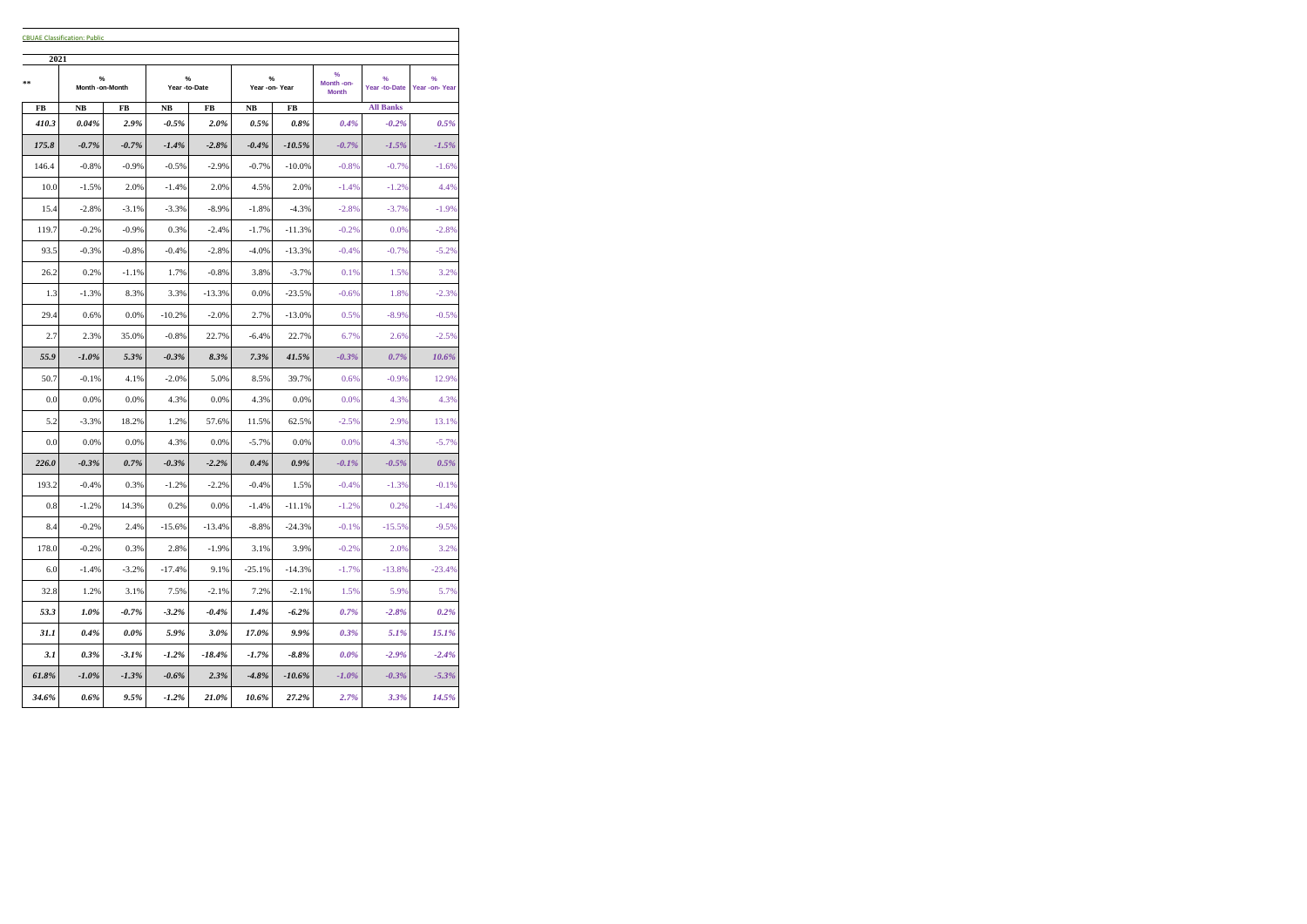CBUAE Classification: Public

| 2021 | | | | | | | | | |
|---|---|---|---|---|---|---|---|---|---|
| ** | % Month -on-Month | | % Year -to-Date | | % Year -on- Year | | % Month -on-Month | % Year -to-Date | % Year -on- Year |
| FB | NB | FB | NB | FB | NB | FB | | All Banks | |
| *410.3* | *0.04%* | *2.9%* | *-0.5%* | *2.0%* | *0.5%* | *0.8%* | *0.4%* | *-0.2%* | *0.5%* |
| *175.8* | *-0.7%* | *-0.7%* | *-1.4%* | *-2.8%* | *-0.4%* | *-10.5%* | *-0.7%* | *-1.5%* | *-1.5%* |
| 146.4 | -0.8% | -0.9% | -0.5% | -2.9% | -0.7% | -10.0% | -0.8% | -0.7% | -1.6% |
| 10.0 | -1.5% | 2.0% | -1.4% | 2.0% | 4.5% | 2.0% | -1.4% | -1.2% | 4.4% |
| 15.4 | -2.8% | -3.1% | -3.3% | -8.9% | -1.8% | -4.3% | -2.8% | -3.7% | -1.9% |
| 119.7 | -0.2% | -0.9% | 0.3% | -2.4% | -1.7% | -11.3% | -0.2% | 0.0% | -2.8% |
| 93.5 | -0.3% | -0.8% | -0.4% | -2.8% | -4.0% | -13.3% | -0.4% | -0.7% | -5.2% |
| 26.2 | 0.2% | -1.1% | 1.7% | -0.8% | 3.8% | -3.7% | 0.1% | 1.5% | 3.2% |
| 1.3 | -1.3% | 8.3% | 3.3% | -13.3% | 0.0% | -23.5% | -0.6% | 1.8% | -2.3% |
| 29.4 | 0.6% | 0.0% | -10.2% | -2.0% | 2.7% | -13.0% | 0.5% | -8.9% | -0.5% |
| 2.7 | 2.3% | 35.0% | -0.8% | 22.7% | -6.4% | 22.7% | 6.7% | 2.6% | -2.5% |
| *55.9* | *-1.0%* | *5.3%* | *-0.3%* | *8.3%* | *7.3%* | *41.5%* | *-0.3%* | *0.7%* | *10.6%* |
| 50.7 | -0.1% | 4.1% | -2.0% | 5.0% | 8.5% | 39.7% | 0.6% | -0.9% | 12.9% |
| 0.0 | 0.0% | 0.0% | 4.3% | 0.0% | 4.3% | 0.0% | 0.0% | 4.3% | 4.3% |
| 5.2 | -3.3% | 18.2% | 1.2% | 57.6% | 11.5% | 62.5% | -2.5% | 2.9% | 13.1% |
| 0.0 | 0.0% | 0.0% | 4.3% | 0.0% | -5.7% | 0.0% | 0.0% | 4.3% | -5.7% |
| *226.0* | *-0.3%* | *0.7%* | *-0.3%* | *-2.2%* | *0.4%* | *0.9%* | *-0.1%* | *-0.5%* | *0.5%* |
| 193.2 | -0.4% | 0.3% | -1.2% | -2.2% | -0.4% | 1.5% | -0.4% | -1.3% | -0.1% |
| 0.8 | -1.2% | 14.3% | 0.2% | 0.0% | -1.4% | -11.1% | -1.2% | 0.2% | -1.4% |
| 8.4 | -0.2% | 2.4% | -15.6% | -13.4% | -8.8% | -24.3% | -0.1% | -15.5% | -9.5% |
| 178.0 | -0.2% | 0.3% | 2.8% | -1.9% | 3.1% | 3.9% | -0.2% | 2.0% | 3.2% |
| 6.0 | -1.4% | -3.2% | -17.4% | 9.1% | -25.1% | -14.3% | -1.7% | -13.8% | -23.4% |
| 32.8 | 1.2% | 3.1% | 7.5% | -2.1% | 7.2% | -2.1% | 1.5% | 5.9% | 5.7% |
| *53.3* | *1.0%* | *-0.7%* | *-3.2%* | *-0.4%* | *1.4%* | *-6.2%* | *0.7%* | *-2.8%* | *0.2%* |
| *31.1* | *0.4%* | *0.0%* | *5.9%* | *3.0%* | *17.0%* | *9.9%* | *0.3%* | *5.1%* | *15.1%* |
| *3.1* | *0.3%* | *-3.1%* | *-1.2%* | *-18.4%* | *-1.7%* | *-8.8%* | *0.0%* | *-2.9%* | *-2.4%* |
| *61.8%* | *-1.0%* | *-1.3%* | *-0.6%* | *2.3%* | *-4.8%* | *-10.6%* | *-1.0%* | *-0.3%* | *-5.3%* |
| *34.6%* | *0.6%* | *9.5%* | *-1.2%* | *21.0%* | *10.6%* | *27.2%* | *2.7%* | *3.3%* | *14.5%* |